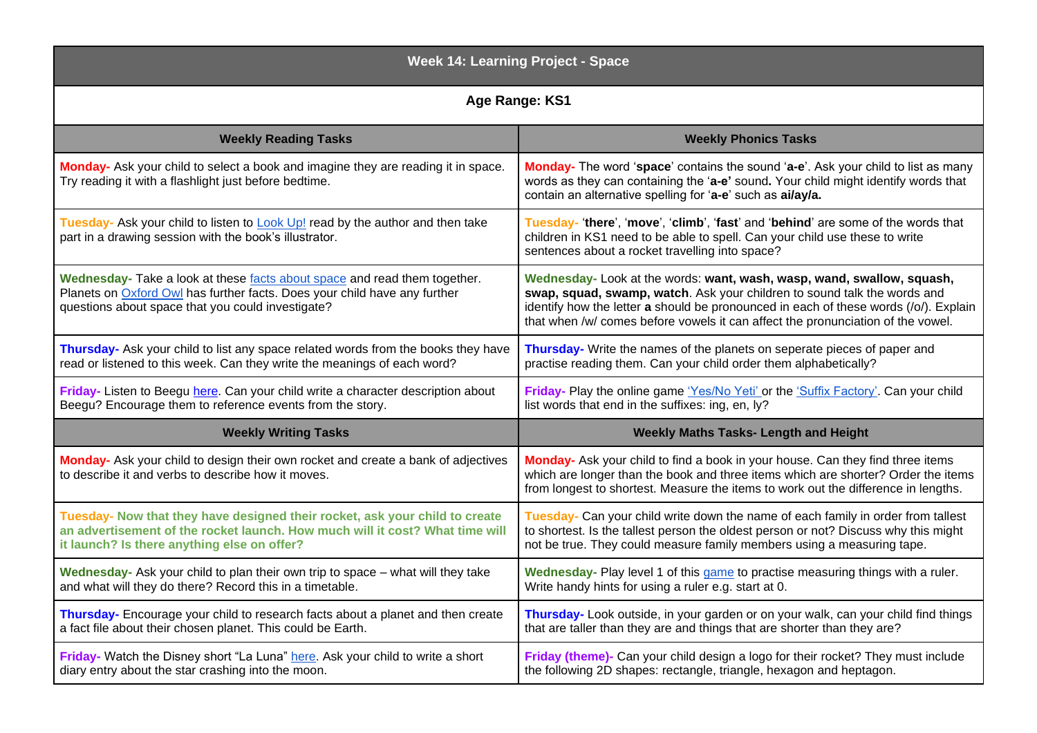# Week 14: Learning Project - Space

## Age Range: KS1

| Weekly Reading Tasks | Weekly Phonics Tasks |
|---|---|
| **Monday-** Ask your child to select a book and imagine they are reading it in space. Try reading it with a flashlight just before bedtime. | **Monday-** The word '**space**' contains the sound '**a-e**'. Ask your child to list as many words as they can containing the '**a-e'** sound**.** Your child might identify words that contain an alternative spelling for '**a-e**' such as **ai/ay/a.** |
| **Tuesday-** Ask your child to listen to Look Up! read by the author and then take part in a drawing session with the book's illustrator. | **Tuesday-** '**there**', '**move**', '**climb**', '**fast**' and '**behind**' are some of the words that children in KS1 need to be able to spell. Can your child use these to write sentences about a rocket travelling into space? |
| **Wednesday-** Take a look at these facts about space and read them together. Planets on Oxford Owl has further facts. Does your child have any further questions about space that you could investigate? | **Wednesday-** Look at the words: **want, wash, wasp, wand, swallow, squash, swap, squad, swamp, watch**. Ask your children to sound talk the words and identify how the letter **a** should be pronounced in each of these words (/o/). Explain that when /w/ comes before vowels it can affect the pronunciation of the vowel. |
| **Thursday-** Ask your child to list any space related words from the books they have read or listened to this week. Can they write the meanings of each word? | **Thursday-** Write the names of the planets on seperate pieces of paper and practise reading them. Can your child order them alphabetically? |
| **Friday-** Listen to Beegu here. Can your child write a character description about Beegu? Encourage them to reference events from the story. | **Friday-** Play the online game 'Yes/No Yeti' or the 'Suffix Factory'. Can your child list words that end in the suffixes: ing, en, ly? |
| **Weekly Writing Tasks** | **Weekly Maths Tasks- Length and Height** |
| **Monday-** Ask your child to design their own rocket and create a bank of adjectives to describe it and verbs to describe how it moves. | **Monday-** Ask your child to find a book in your house. Can they find three items which are longer than the book and three items which are shorter? Order the items from longest to shortest. Measure the items to work out the difference in lengths. |
| **Tuesday- Now that they have designed their rocket, ask your child to create an advertisement of the rocket launch. How much will it cost? What time will it launch? Is there anything else on offer?** | **Tuesday-** Can your child write down the name of each family in order from tallest to shortest. Is the tallest person the oldest person or not? Discuss why this might not be true. They could measure family members using a measuring tape. |
| **Wednesday-** Ask your child to plan their own trip to space – what will they take and what will they do there? Record this in a timetable. | **Wednesday-** Play level 1 of this game to practise measuring things with a ruler. Write handy hints for using a ruler e.g. start at 0. |
| **Thursday-** Encourage your child to research facts about a planet and then create a fact file about their chosen planet. This could be Earth. | **Thursday-** Look outside, in your garden or on your walk, can your child find things that are taller than they are and things that are shorter than they are? |
| **Friday-** Watch the Disney short "La Luna" here. Ask your child to write a short diary entry about the star crashing into the moon. | **Friday (theme)-** Can your child design a logo for their rocket? They must include the following 2D shapes: rectangle, triangle, hexagon and heptagon. |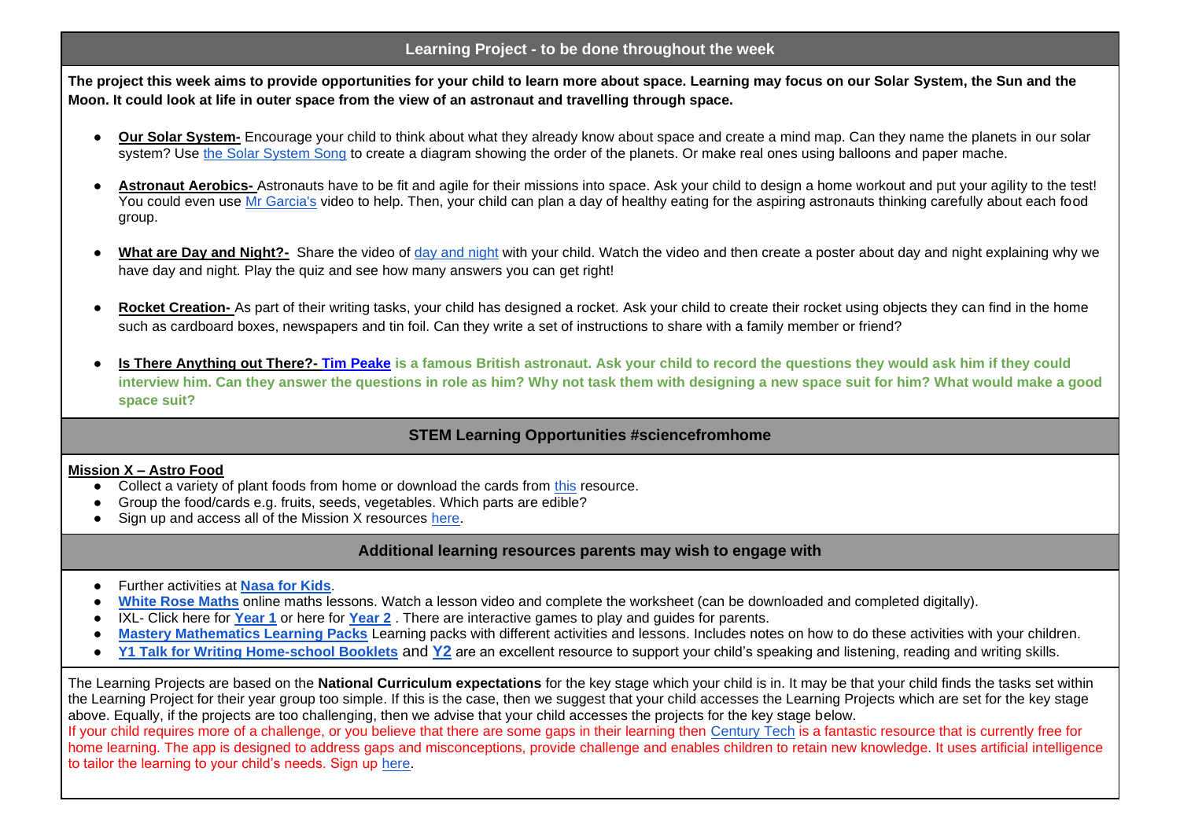## Learning Project - to be done throughout the week

**The project this week aims to provide opportunities for your child to learn more about space. Learning may focus on our Solar System, the Sun and the Moon. It could look at life in outer space from the view of an astronaut and travelling through space.**

- **Our Solar System-** Encourage your child to think about what they already know about space and create a mind map. Can they name the planets in our solar system? Use the Solar System Song to create a diagram showing the order of the planets. Or make real ones using balloons and paper mache.
- **Astronaut Aerobics-** Astronauts have to be fit and agile for their missions into space. Ask your child to design a home workout and put your agility to the test! You could even use Mr Garcia's video to help. Then, your child can plan a day of healthy eating for the aspiring astronauts thinking carefully about each food group.
- **What are Day and Night?-** Share the video of day and night with your child. Watch the video and then create a poster about day and night explaining why we have day and night. Play the quiz and see how many answers you can get right!
- **Rocket Creation-** As part of their writing tasks, your child has designed a rocket. Ask your child to create their rocket using objects they can find in the home such as cardboard boxes, newspapers and tin foil. Can they write a set of instructions to share with a family member or friend?
- **Is There Anything out There?- Tim Peake is a famous British astronaut. Ask your child to record the questions they would ask him if they could interview him. Can they answer the questions in role as him? Why not task them with designing a new space suit for him? What would make a good space suit?**

## STEM Learning Opportunities #sciencefromhome

**Mission X – Astro Food**

- Collect a variety of plant foods from home or download the cards from this resource.
- Group the food/cards e.g. fruits, seeds, vegetables. Which parts are edible?
- Sign up and access all of the Mission X resources here.

## Additional learning resources parents may wish to engage with

- Further activities at **Nasa for Kids**.
- **White Rose Maths** online maths lessons. Watch a lesson video and complete the worksheet (can be downloaded and completed digitally).
- IXL- Click here for **Year 1** or here for **Year 2** . There are interactive games to play and guides for parents.
- **Mastery Mathematics Learning Packs** Learning packs with different activities and lessons. Includes notes on how to do these activities with your children.
- **Y1 Talk for Writing Home-school Booklets** and **Y2** are an excellent resource to support your child's speaking and listening, reading and writing skills.

The Learning Projects are based on the **National Curriculum expectations** for the key stage which your child is in. It may be that your child finds the tasks set within the Learning Project for their year group too simple. If this is the case, then we suggest that your child accesses the Learning Projects which are set for the key stage above. Equally, if the projects are too challenging, then we advise that your child accesses the projects for the key stage below.

If your child requires more of a challenge, or you believe that there are some gaps in their learning then Century Tech is a fantastic resource that is currently free for home learning. The app is designed to address gaps and misconceptions, provide challenge and enables children to retain new knowledge. It uses artificial intelligence to tailor the learning to your child's needs. Sign up here.